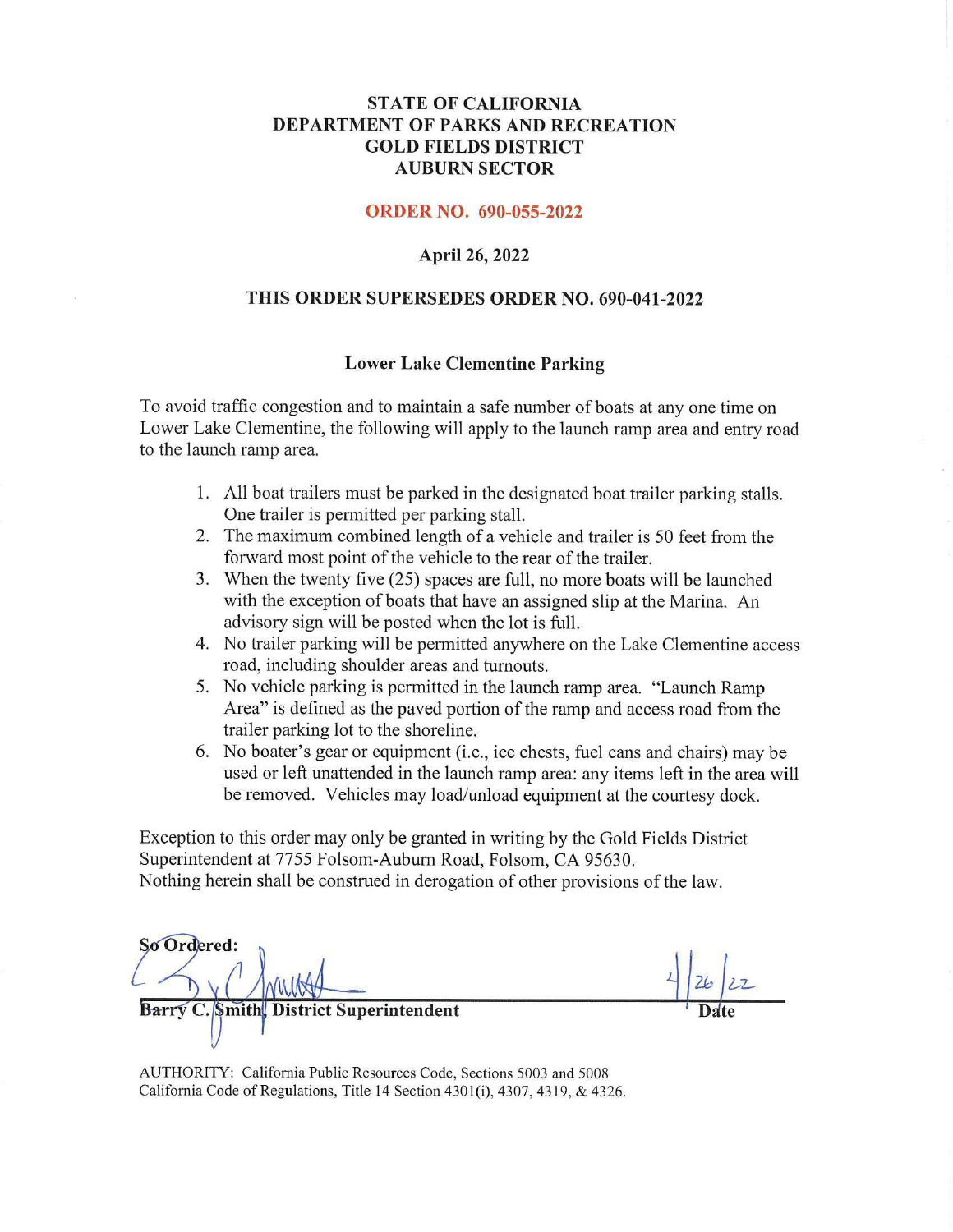**STATE OF CALIFORNIA**
**DEPARTMENT OF PARKS AND RECREATION**
**GOLD FIELDS DISTRICT**
**AUBURN SECTOR**

**ORDER NO. 690-055-2022**

**April 26, 2022**

**THIS ORDER SUPERSEDES ORDER NO. 690-041-2022**

## Lower Lake Clementine Parking

To avoid traffic congestion and to maintain a safe number of boats at any one time on Lower Lake Clementine, the following will apply to the launch ramp area and entry road to the launch ramp area.

1. All boat trailers must be parked in the designated boat trailer parking stalls. One trailer is permitted per parking stall.
2. The maximum combined length of a vehicle and trailer is 50 feet from the forward most point of the vehicle to the rear of the trailer.
3. When the twenty five (25) spaces are full, no more boats will be launched with the exception of boats that have an assigned slip at the Marina. An advisory sign will be posted when the lot is full.
4. No trailer parking will be permitted anywhere on the Lake Clementine access road, including shoulder areas and turnouts.
5. No vehicle parking is permitted in the launch ramp area. "Launch Ramp Area" is defined as the paved portion of the ramp and access road from the trailer parking lot to the shoreline.
6. No boater's gear or equipment (i.e., ice chests, fuel cans and chairs) may be used or left unattended in the launch ramp area: any items left in the area will be removed. Vehicles may load/unload equipment at the courtesy dock.

Exception to this order may only be granted in writing by the Gold Fields District Superintendent at 7755 Folsom-Auburn Road, Folsom, CA 95630.
Nothing herein shall be construed in derogation of other provisions of the law.

**So Ordered:**

**Barry C. Smith, District Superintendent** 4/26/22 **Date**

AUTHORITY: California Public Resources Code, Sections 5003 and 5008
California Code of Regulations, Title 14 Section 4301(i), 4307, 4319, & 4326.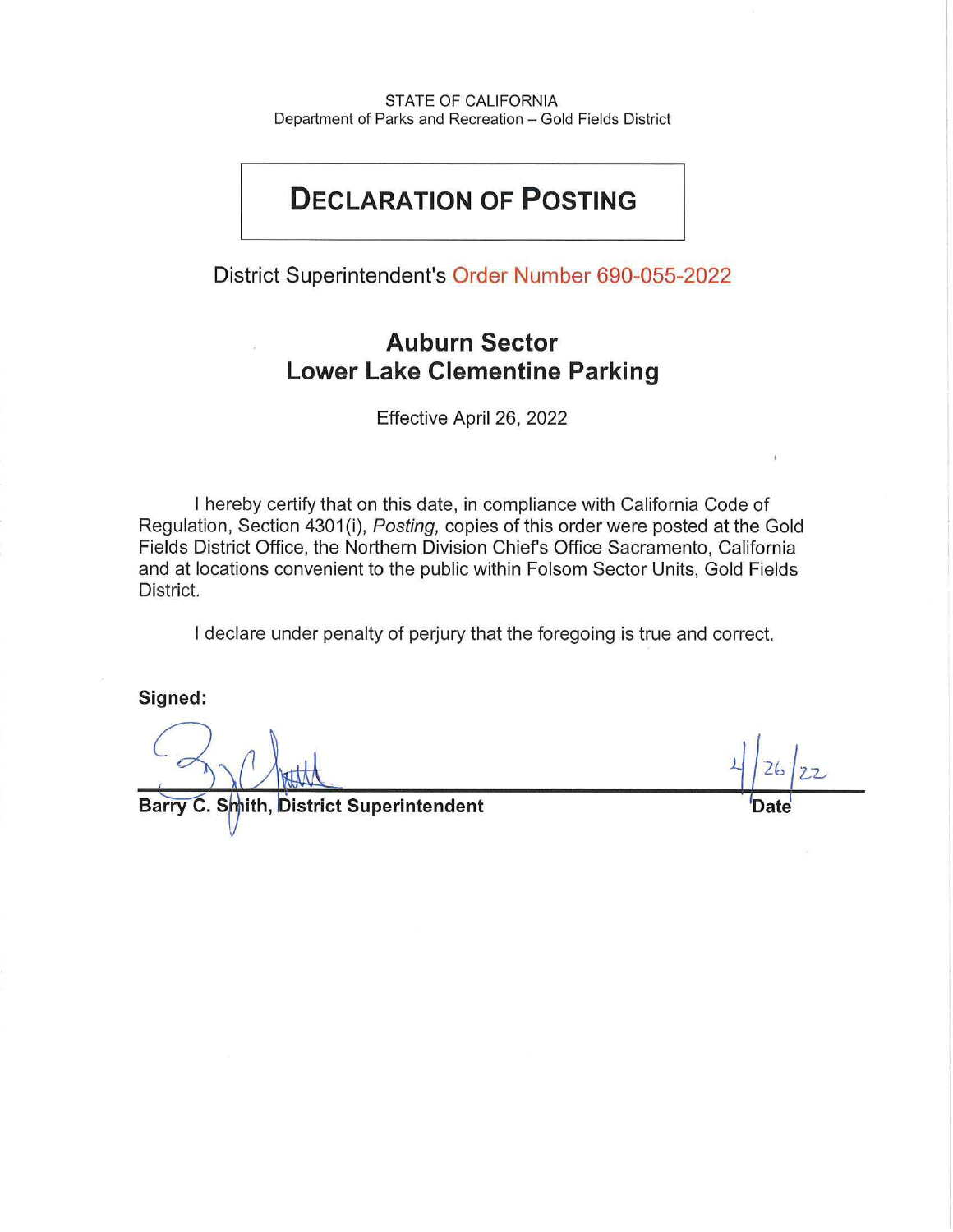STATE OF CALIFORNIA
Department of Parks and Recreation – Gold Fields District

# DECLARATION OF POSTING

District Superintendent's Order Number 690-055-2022

## Auburn Sector
## Lower Lake Clementine Parking

Effective April 26, 2022

I hereby certify that on this date, in compliance with California Code of Regulation, Section 4301(i), *Posting,* copies of this order were posted at the Gold Fields District Office, the Northern Division Chief's Office Sacramento, California and at locations convenient to the public within Folsom Sector Units, Gold Fields District.

I declare under penalty of perjury that the foregoing is true and correct.

**Signed:**

**Barry C. Smith, District Superintendent**

4/26/22
**Date**